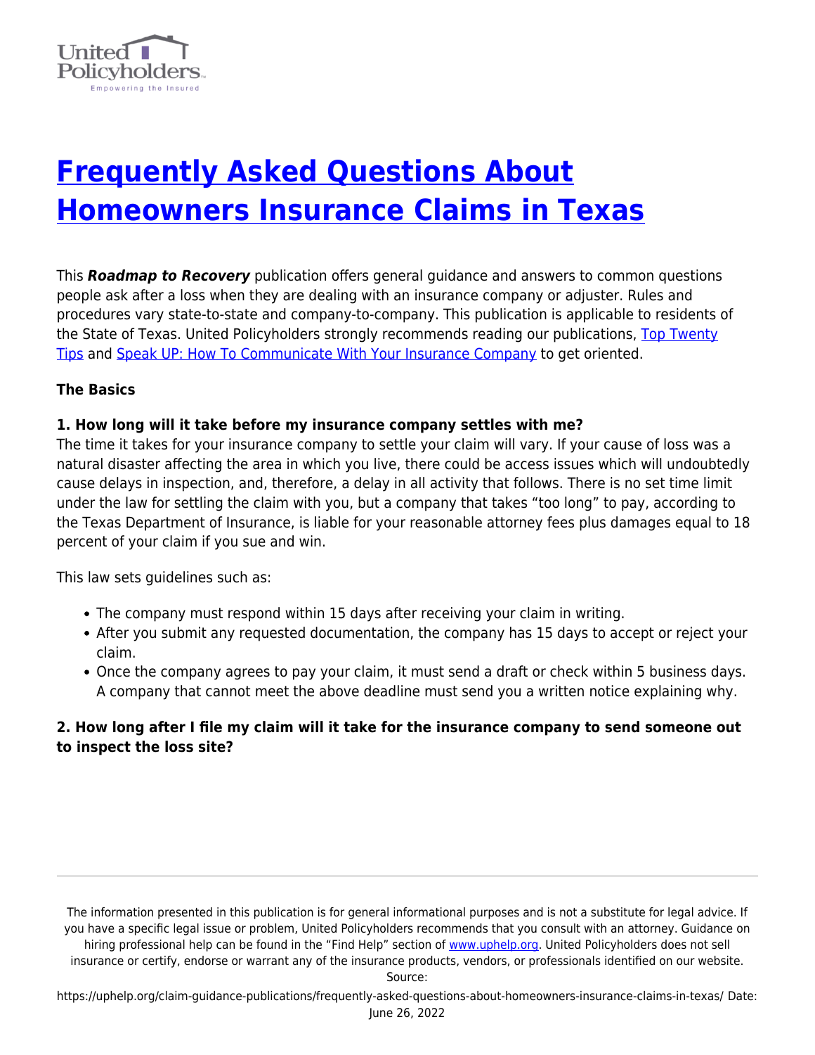# [Frequently Asked Questions About Homeowners Insurance Claims in Texas](https://uphelp.org/claim-guidance-publications/frequently-asked-questions-about-homeowners-insurance-claims-in-texas/)

This ***Roadmap to Recovery*** publication offers general guidance and answers to common questions people ask after a loss when they are dealing with an insurance company or adjuster. Rules and procedures vary state-to-state and company-to-company. This publication is applicable to residents of the State of Texas. United Policyholders strongly recommends reading our publications, Top Twenty Tips and Speak UP: How To Communicate With Your Insurance Company to get oriented.

**The Basics**

**1. How long will it take before my insurance company settles with me?**

The time it takes for your insurance company to settle your claim will vary. If your cause of loss was a natural disaster affecting the area in which you live, there could be access issues which will undoubtedly cause delays in inspection, and, therefore, a delay in all activity that follows. There is no set time limit under the law for settling the claim with you, but a company that takes "too long" to pay, according to the Texas Department of Insurance, is liable for your reasonable attorney fees plus damages equal to 18 percent of your claim if you sue and win.

This law sets guidelines such as:

- The company must respond within 15 days after receiving your claim in writing.
- After you submit any requested documentation, the company has 15 days to accept or reject your claim.
- Once the company agrees to pay your claim, it must send a draft or check within 5 business days. A company that cannot meet the above deadline must send you a written notice explaining why.

**2. How long after I file my claim will it take for the insurance company to send someone out to inspect the loss site?**

The information presented in this publication is for general informational purposes and is not a substitute for legal advice. If you have a specific legal issue or problem, United Policyholders recommends that you consult with an attorney. Guidance on hiring professional help can be found in the "Find Help" section of www.uphelp.org. United Policyholders does not sell insurance or certify, endorse or warrant any of the insurance products, vendors, or professionals identified on our website.

Source: https://uphelp.org/claim-guidance-publications/frequently-asked-questions-about-homeowners-insurance-claims-in-texas/ Date: June 26, 2022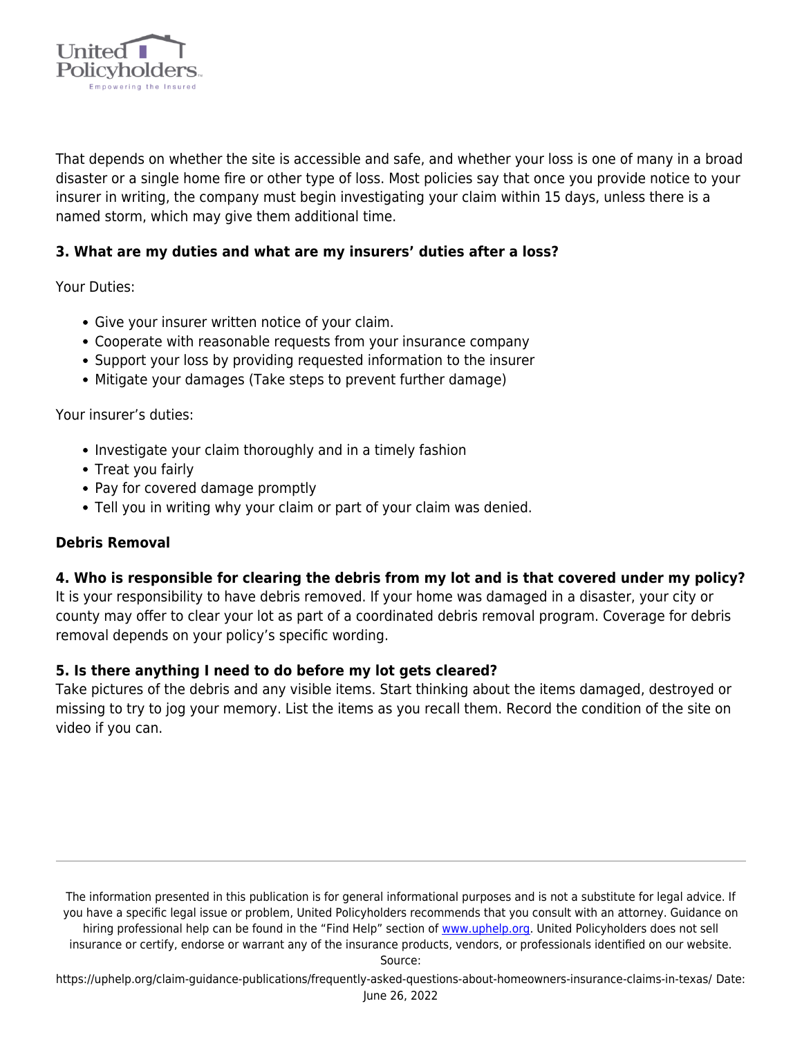That depends on whether the site is accessible and safe, and whether your loss is one of many in a broad disaster or a single home fire or other type of loss. Most policies say that once you provide notice to your insurer in writing, the company must begin investigating your claim within 15 days, unless there is a named storm, which may give them additional time.

**3. What are my duties and what are my insurers' duties after a loss?**

Your Duties:

- Give your insurer written notice of your claim.
- Cooperate with reasonable requests from your insurance company
- Support your loss by providing requested information to the insurer
- Mitigate your damages (Take steps to prevent further damage)

Your insurer's duties:

- Investigate your claim thoroughly and in a timely fashion
- Treat you fairly
- Pay for covered damage promptly
- Tell you in writing why your claim or part of your claim was denied.

**Debris Removal**

**4. Who is responsible for clearing the debris from my lot and is that covered under my policy?**
It is your responsibility to have debris removed. If your home was damaged in a disaster, your city or county may offer to clear your lot as part of a coordinated debris removal program. Coverage for debris removal depends on your policy's specific wording.

**5. Is there anything I need to do before my lot gets cleared?**
Take pictures of the debris and any visible items. Start thinking about the items damaged, destroyed or missing to try to jog your memory. List the items as you recall them. Record the condition of the site on video if you can.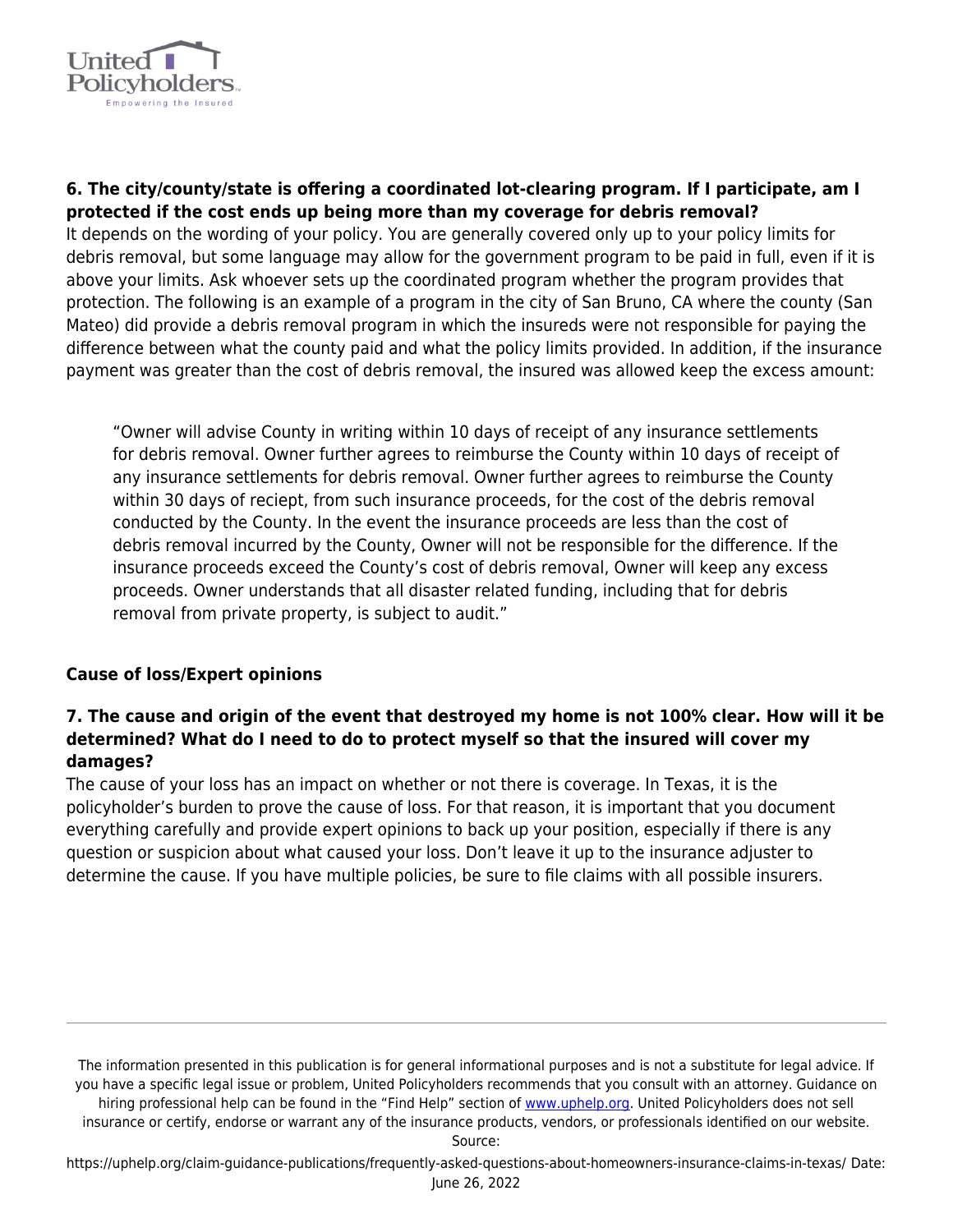**6. The city/county/state is offering a coordinated lot-clearing program. If I participate, am I protected if the cost ends up being more than my coverage for debris removal?**

It depends on the wording of your policy. You are generally covered only up to your policy limits for debris removal, but some language may allow for the government program to be paid in full, even if it is above your limits. Ask whoever sets up the coordinated program whether the program provides that protection. The following is an example of a program in the city of San Bruno, CA where the county (San Mateo) did provide a debris removal program in which the insureds were not responsible for paying the difference between what the county paid and what the policy limits provided. In addition, if the insurance payment was greater than the cost of debris removal, the insured was allowed keep the excess amount:

> "Owner will advise County in writing within 10 days of receipt of any insurance settlements for debris removal. Owner further agrees to reimburse the County within 10 days of receipt of any insurance settlements for debris removal. Owner further agrees to reimburse the County within 30 days of reciept, from such insurance proceeds, for the cost of the debris removal conducted by the County. In the event the insurance proceeds are less than the cost of debris removal incurred by the County, Owner will not be responsible for the difference. If the insurance proceeds exceed the County's cost of debris removal, Owner will keep any excess proceeds. Owner understands that all disaster related funding, including that for debris removal from private property, is subject to audit."

**Cause of loss/Expert opinions**

**7. The cause and origin of the event that destroyed my home is not 100% clear. How will it be determined? What do I need to do to protect myself so that the insured will cover my damages?**

The cause of your loss has an impact on whether or not there is coverage. In Texas, it is the policyholder's burden to prove the cause of loss. For that reason, it is important that you document everything carefully and provide expert opinions to back up your position, especially if there is any question or suspicion about what caused your loss. Don't leave it up to the insurance adjuster to determine the cause. If you have multiple policies, be sure to file claims with all possible insurers.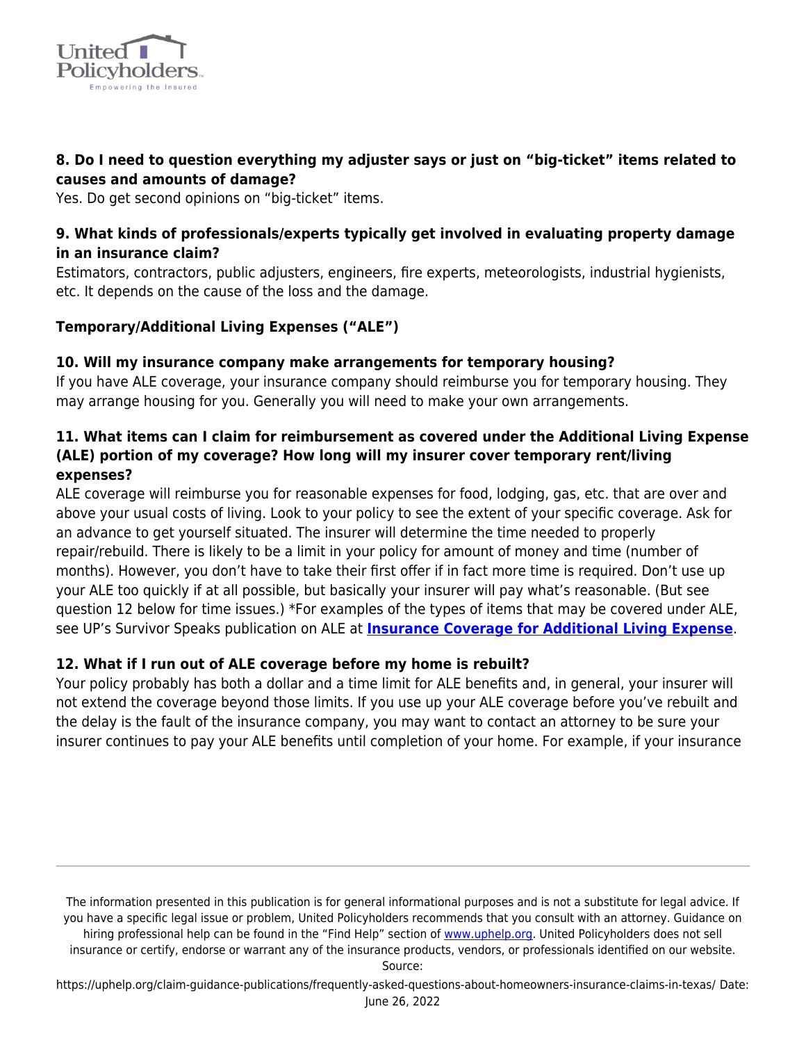**8. Do I need to question everything my adjuster says or just on "big-ticket" items related to causes and amounts of damage?**
Yes. Do get second opinions on "big-ticket" items.

**9. What kinds of professionals/experts typically get involved in evaluating property damage in an insurance claim?**
Estimators, contractors, public adjusters, engineers, fire experts, meteorologists, industrial hygienists, etc. It depends on the cause of the loss and the damage.

**Temporary/Additional Living Expenses ("ALE")**

**10. Will my insurance company make arrangements for temporary housing?**
If you have ALE coverage, your insurance company should reimburse you for temporary housing. They may arrange housing for you. Generally you will need to make your own arrangements.

**11. What items can I claim for reimbursement as covered under the Additional Living Expense (ALE) portion of my coverage? How long will my insurer cover temporary rent/living expenses?**
ALE coverage will reimburse you for reasonable expenses for food, lodging, gas, etc. that are over and above your usual costs of living. Look to your policy to see the extent of your specific coverage. Ask for an advance to get yourself situated. The insurer will determine the time needed to properly repair/rebuild. There is likely to be a limit in your policy for amount of money and time (number of months). However, you don't have to take their first offer if in fact more time is required. Don't use up your ALE too quickly if at all possible, but basically your insurer will pay what's reasonable. (But see question 12 below for time issues.) *For examples of the types of items that may be covered under ALE, see UP's Survivor Speaks publication on ALE at **Insurance Coverage for Additional Living Expense**.

**12. What if I run out of ALE coverage before my home is rebuilt?**
Your policy probably has both a dollar and a time limit for ALE benefits and, in general, your insurer will not extend the coverage beyond those limits. If you use up your ALE coverage before you've rebuilt and the delay is the fault of the insurance company, you may want to contact an attorney to be sure your insurer continues to pay your ALE benefits until completion of your home. For example, if your insurance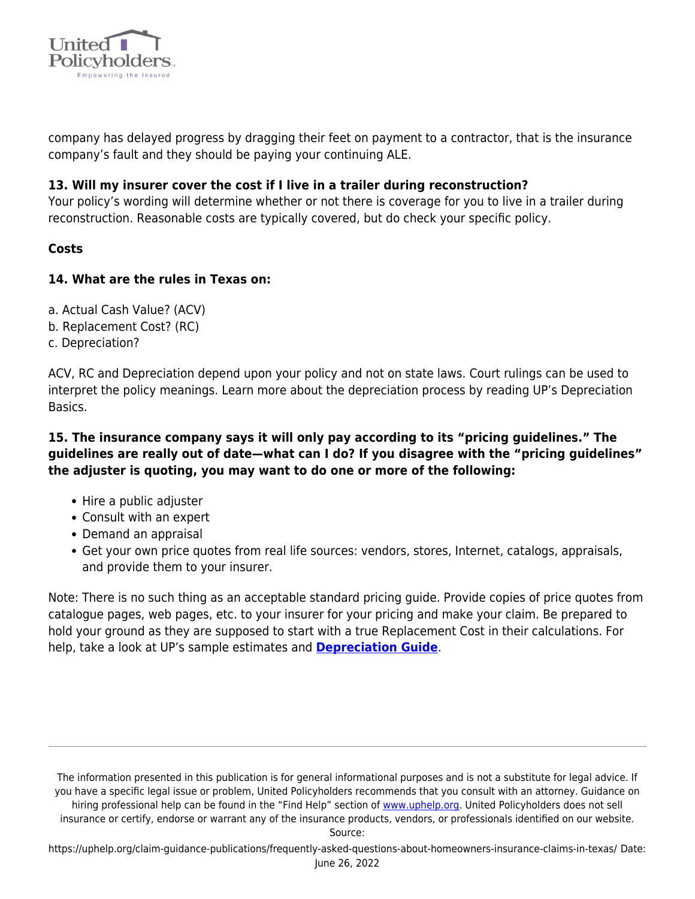company has delayed progress by dragging their feet on payment to a contractor, that is the insurance company's fault and they should be paying your continuing ALE.

**13. Will my insurer cover the cost if I live in a trailer during reconstruction?**
Your policy's wording will determine whether or not there is coverage for you to live in a trailer during reconstruction. Reasonable costs are typically covered, but do check your specific policy.

**Costs**

**14. What are the rules in Texas on:**

a. Actual Cash Value? (ACV)
b. Replacement Cost? (RC)
c. Depreciation?

ACV, RC and Depreciation depend upon your policy and not on state laws. Court rulings can be used to interpret the policy meanings. Learn more about the depreciation process by reading UP's Depreciation Basics.

**15. The insurance company says it will only pay according to its "pricing guidelines." The guidelines are really out of date—what can I do? If you disagree with the "pricing guidelines" the adjuster is quoting, you may want to do one or more of the following:**

- Hire a public adjuster
- Consult with an expert
- Demand an appraisal
- Get your own price quotes from real life sources: vendors, stores, Internet, catalogs, appraisals, and provide them to your insurer.

Note: There is no such thing as an acceptable standard pricing guide. Provide copies of price quotes from catalogue pages, web pages, etc. to your insurer for your pricing and make your claim. Be prepared to hold your ground as they are supposed to start with a true Replacement Cost in their calculations. For help, take a look at UP's sample estimates and **Depreciation Guide**.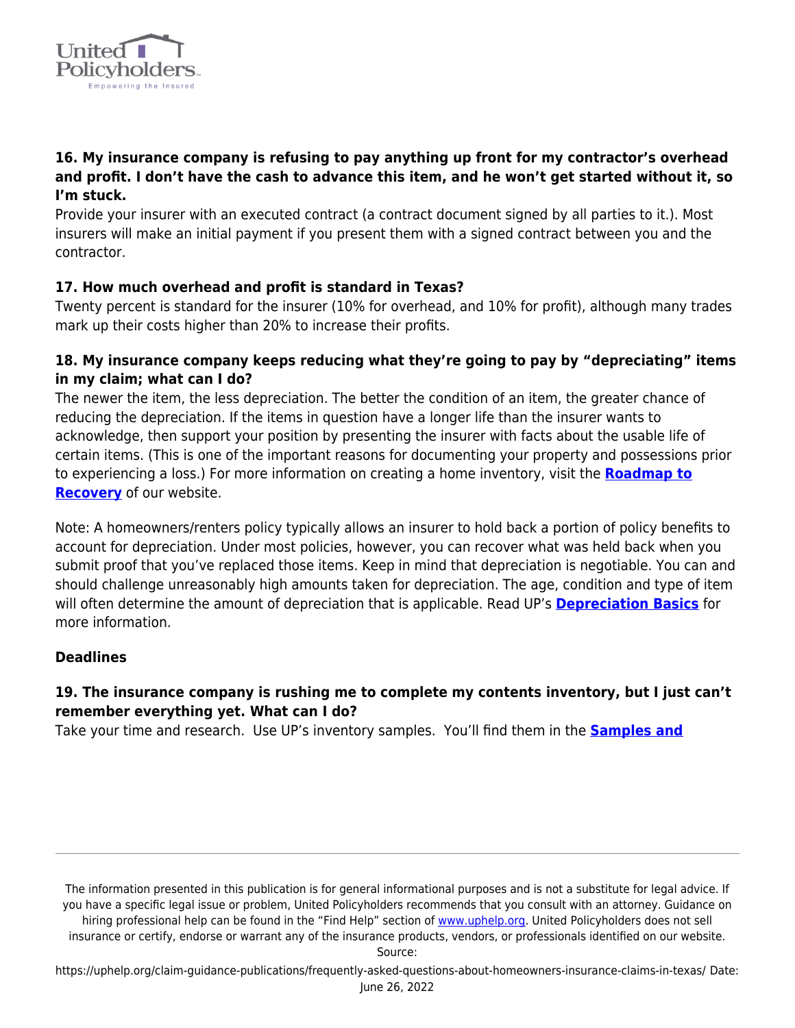**16. My insurance company is refusing to pay anything up front for my contractor's overhead and profit. I don't have the cash to advance this item, and he won't get started without it, so I'm stuck.**

Provide your insurer with an executed contract (a contract document signed by all parties to it.). Most insurers will make an initial payment if you present them with a signed contract between you and the contractor.

**17. How much overhead and profit is standard in Texas?**

Twenty percent is standard for the insurer (10% for overhead, and 10% for profit), although many trades mark up their costs higher than 20% to increase their profits.

**18. My insurance company keeps reducing what they're going to pay by "depreciating" items in my claim; what can I do?**

The newer the item, the less depreciation. The better the condition of an item, the greater chance of reducing the depreciation. If the items in question have a longer life than the insurer wants to acknowledge, then support your position by presenting the insurer with facts about the usable life of certain items. (This is one of the important reasons for documenting your property and possessions prior to experiencing a loss.) For more information on creating a home inventory, visit the **Roadmap to Recovery** of our website.

Note: A homeowners/renters policy typically allows an insurer to hold back a portion of policy benefits to account for depreciation. Under most policies, however, you can recover what was held back when you submit proof that you've replaced those items. Keep in mind that depreciation is negotiable. You can and should challenge unreasonably high amounts taken for depreciation. The age, condition and type of item will often determine the amount of depreciation that is applicable. Read UP's **Depreciation Basics** for more information.

**Deadlines**

**19. The insurance company is rushing me to complete my contents inventory, but I just can't remember everything yet. What can I do?**

Take your time and research. Use UP's inventory samples. You'll find them in the **Samples and**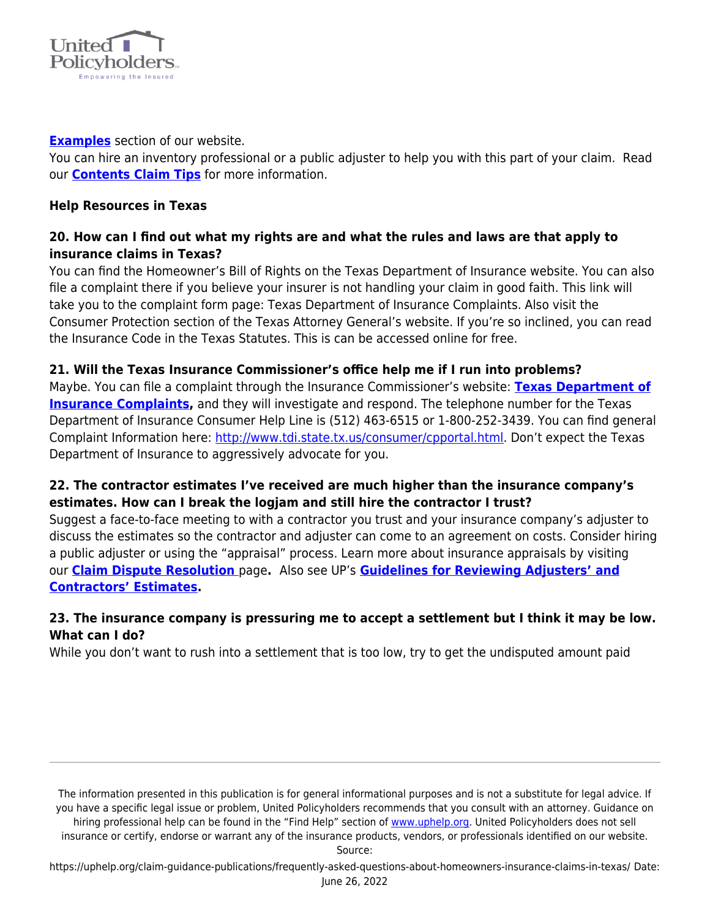**Examples** section of our website.

You can hire an inventory professional or a public adjuster to help you with this part of your claim. Read our **Contents Claim Tips** for more information.

**Help Resources in Texas**

**20. How can I find out what my rights are and what the rules and laws are that apply to insurance claims in Texas?**

You can find the Homeowner's Bill of Rights on the Texas Department of Insurance website. You can also file a complaint there if you believe your insurer is not handling your claim in good faith. This link will take you to the complaint form page: Texas Department of Insurance Complaints. Also visit the Consumer Protection section of the Texas Attorney General's website. If you're so inclined, you can read the Insurance Code in the Texas Statutes. This is can be accessed online for free.

**21. Will the Texas Insurance Commissioner's office help me if I run into problems?**

Maybe. You can file a complaint through the Insurance Commissioner's website: **Texas Department of Insurance Complaints,** and they will investigate and respond. The telephone number for the Texas Department of Insurance Consumer Help Line is (512) 463-6515 or 1-800-252-3439. You can find general Complaint Information here: http://www.tdi.state.tx.us/consumer/cpportal.html. Don't expect the Texas Department of Insurance to aggressively advocate for you.

**22. The contractor estimates I've received are much higher than the insurance company's estimates. How can I break the logjam and still hire the contractor I trust?**

Suggest a face-to-face meeting to with a contractor you trust and your insurance company's adjuster to discuss the estimates so the contractor and adjuster can come to an agreement on costs. Consider hiring a public adjuster or using the "appraisal" process. Learn more about insurance appraisals by visiting our **Claim Dispute Resolution** page**.** Also see UP's **Guidelines for Reviewing Adjusters' and Contractors' Estimates.**

**23. The insurance company is pressuring me to accept a settlement but I think it may be low. What can I do?**

While you don't want to rush into a settlement that is too low, try to get the undisputed amount paid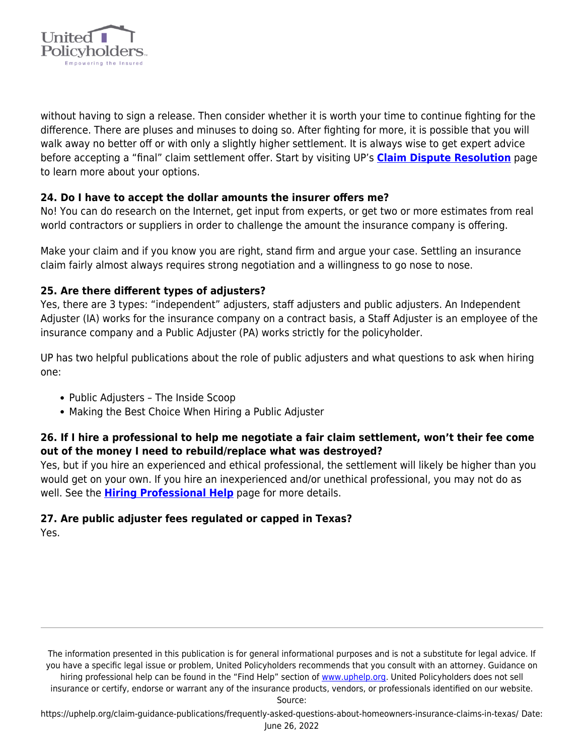without having to sign a release. Then consider whether it is worth your time to continue fighting for the difference. There are pluses and minuses to doing so. After fighting for more, it is possible that you will walk away no better off or with only a slightly higher settlement. It is always wise to get expert advice before accepting a "final" claim settlement offer. Start by visiting UP's **Claim Dispute Resolution** page to learn more about your options.

**24. Do I have to accept the dollar amounts the insurer offers me?**
No! You can do research on the Internet, get input from experts, or get two or more estimates from real world contractors or suppliers in order to challenge the amount the insurance company is offering.

Make your claim and if you know you are right, stand firm and argue your case. Settling an insurance claim fairly almost always requires strong negotiation and a willingness to go nose to nose.

**25. Are there different types of adjusters?**
Yes, there are 3 types: "independent" adjusters, staff adjusters and public adjusters. An Independent Adjuster (IA) works for the insurance company on a contract basis, a Staff Adjuster is an employee of the insurance company and a Public Adjuster (PA) works strictly for the policyholder.

UP has two helpful publications about the role of public adjusters and what questions to ask when hiring one:

- Public Adjusters – The Inside Scoop
- Making the Best Choice When Hiring a Public Adjuster

**26. If I hire a professional to help me negotiate a fair claim settlement, won't their fee come out of the money I need to rebuild/replace what was destroyed?**
Yes, but if you hire an experienced and ethical professional, the settlement will likely be higher than you would get on your own. If you hire an inexperienced and/or unethical professional, you may not do as well. See the **Hiring Professional Help** page for more details.

**27. Are public adjuster fees regulated or capped in Texas?**
Yes.

The information presented in this publication is for general informational purposes and is not a substitute for legal advice. If you have a specific legal issue or problem, United Policyholders recommends that you consult with an attorney. Guidance on hiring professional help can be found in the "Find Help" section of www.uphelp.org. United Policyholders does not sell insurance or certify, endorse or warrant any of the insurance products, vendors, or professionals identified on our website.
Source: https://uphelp.org/claim-guidance-publications/frequently-asked-questions-about-homeowners-insurance-claims-in-texas/ Date: June 26, 2022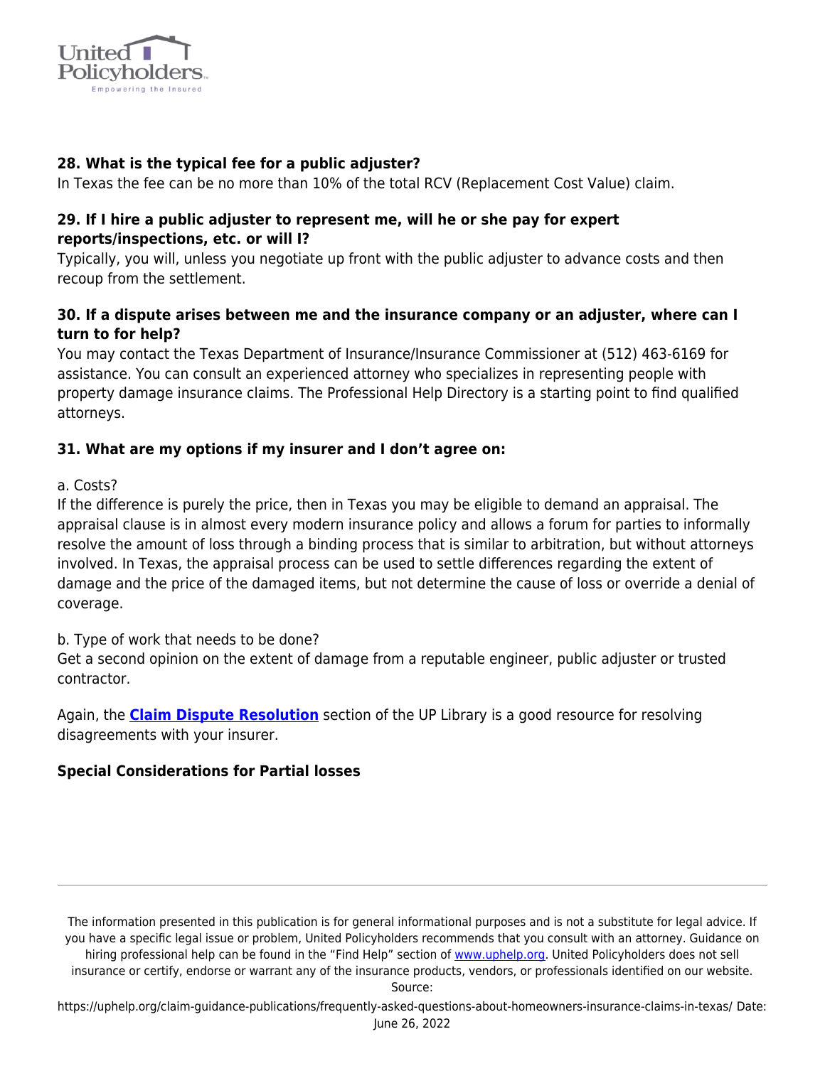**28. What is the typical fee for a public adjuster?**

In Texas the fee can be no more than 10% of the total RCV (Replacement Cost Value) claim.

**29. If I hire a public adjuster to represent me, will he or she pay for expert reports/inspections, etc. or will I?**

Typically, you will, unless you negotiate up front with the public adjuster to advance costs and then recoup from the settlement.

**30. If a dispute arises between me and the insurance company or an adjuster, where can I turn to for help?**

You may contact the Texas Department of Insurance/Insurance Commissioner at (512) 463-6169 for assistance. You can consult an experienced attorney who specializes in representing people with property damage insurance claims. The Professional Help Directory is a starting point to find qualified attorneys.

**31. What are my options if my insurer and I don't agree on:**

a. Costs?

If the difference is purely the price, then in Texas you may be eligible to demand an appraisal. The appraisal clause is in almost every modern insurance policy and allows a forum for parties to informally resolve the amount of loss through a binding process that is similar to arbitration, but without attorneys involved. In Texas, the appraisal process can be used to settle differences regarding the extent of damage and the price of the damaged items, but not determine the cause of loss or override a denial of coverage.

b. Type of work that needs to be done?

Get a second opinion on the extent of damage from a reputable engineer, public adjuster or trusted contractor.

Again, the **Claim Dispute Resolution** section of the UP Library is a good resource for resolving disagreements with your insurer.

**Special Considerations for Partial losses**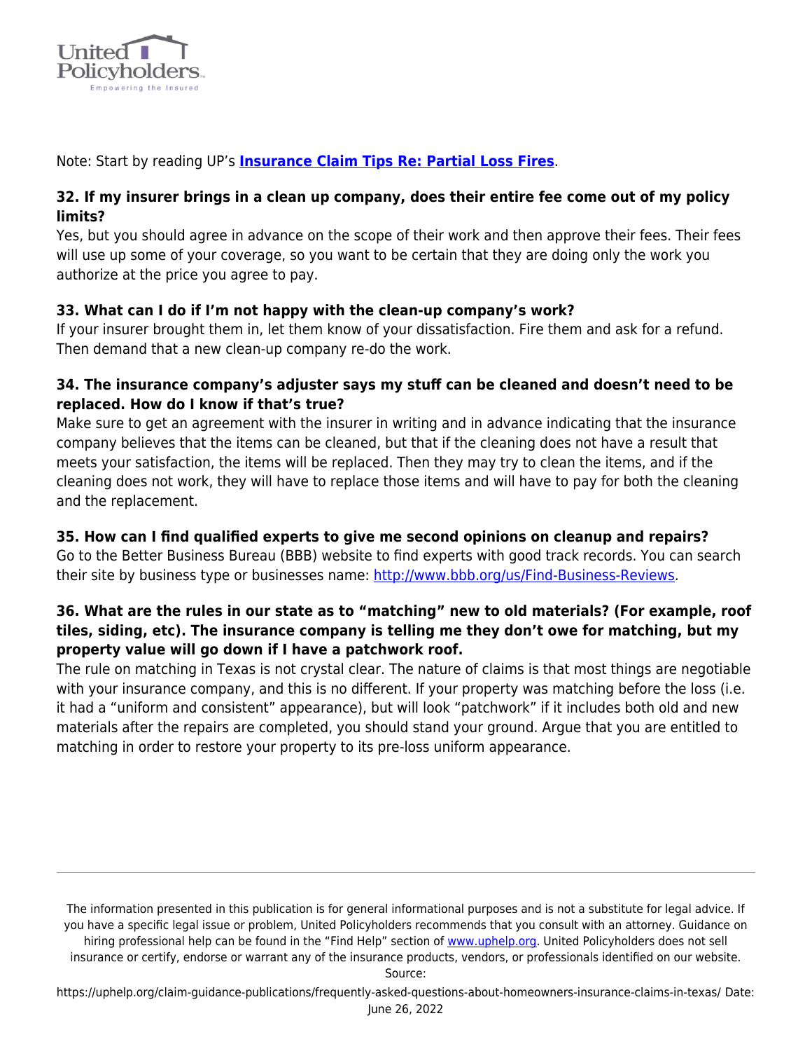Note: Start by reading UP's **[Insurance Claim Tips Re: Partial Loss Fires](#)**.

**32. If my insurer brings in a clean up company, does their entire fee come out of my policy limits?**
Yes, but you should agree in advance on the scope of their work and then approve their fees. Their fees will use up some of your coverage, so you want to be certain that they are doing only the work you authorize at the price you agree to pay.

**33. What can I do if I'm not happy with the clean-up company's work?**
If your insurer brought them in, let them know of your dissatisfaction. Fire them and ask for a refund. Then demand that a new clean-up company re-do the work.

**34. The insurance company's adjuster says my stuff can be cleaned and doesn't need to be replaced. How do I know if that's true?**
Make sure to get an agreement with the insurer in writing and in advance indicating that the insurance company believes that the items can be cleaned, but that if the cleaning does not have a result that meets your satisfaction, the items will be replaced. Then they may try to clean the items, and if the cleaning does not work, they will have to replace those items and will have to pay for both the cleaning and the replacement.

**35. How can I find qualified experts to give me second opinions on cleanup and repairs?**
Go to the Better Business Bureau (BBB) website to find experts with good track records. You can search their site by business type or businesses name: [http://www.bbb.org/us/Find-Business-Reviews](http://www.bbb.org/us/Find-Business-Reviews).

**36. What are the rules in our state as to "matching" new to old materials? (For example, roof tiles, siding, etc). The insurance company is telling me they don't owe for matching, but my property value will go down if I have a patchwork roof.**
The rule on matching in Texas is not crystal clear. The nature of claims is that most things are negotiable with your insurance company, and this is no different. If your property was matching before the loss (i.e. it had a "uniform and consistent" appearance), but will look "patchwork" if it includes both old and new materials after the repairs are completed, you should stand your ground. Argue that you are entitled to matching in order to restore your property to its pre-loss uniform appearance.

---

The information presented in this publication is for general informational purposes and is not a substitute for legal advice. If you have a specific legal issue or problem, United Policyholders recommends that you consult with an attorney. Guidance on hiring professional help can be found in the "Find Help" section of [www.uphelp.org](http://www.uphelp.org). United Policyholders does not sell insurance or certify, endorse or warrant any of the insurance products, vendors, or professionals identified on our website.
Source: https://uphelp.org/claim-guidance-publications/frequently-asked-questions-about-homeowners-insurance-claims-in-texas/ Date: June 26, 2022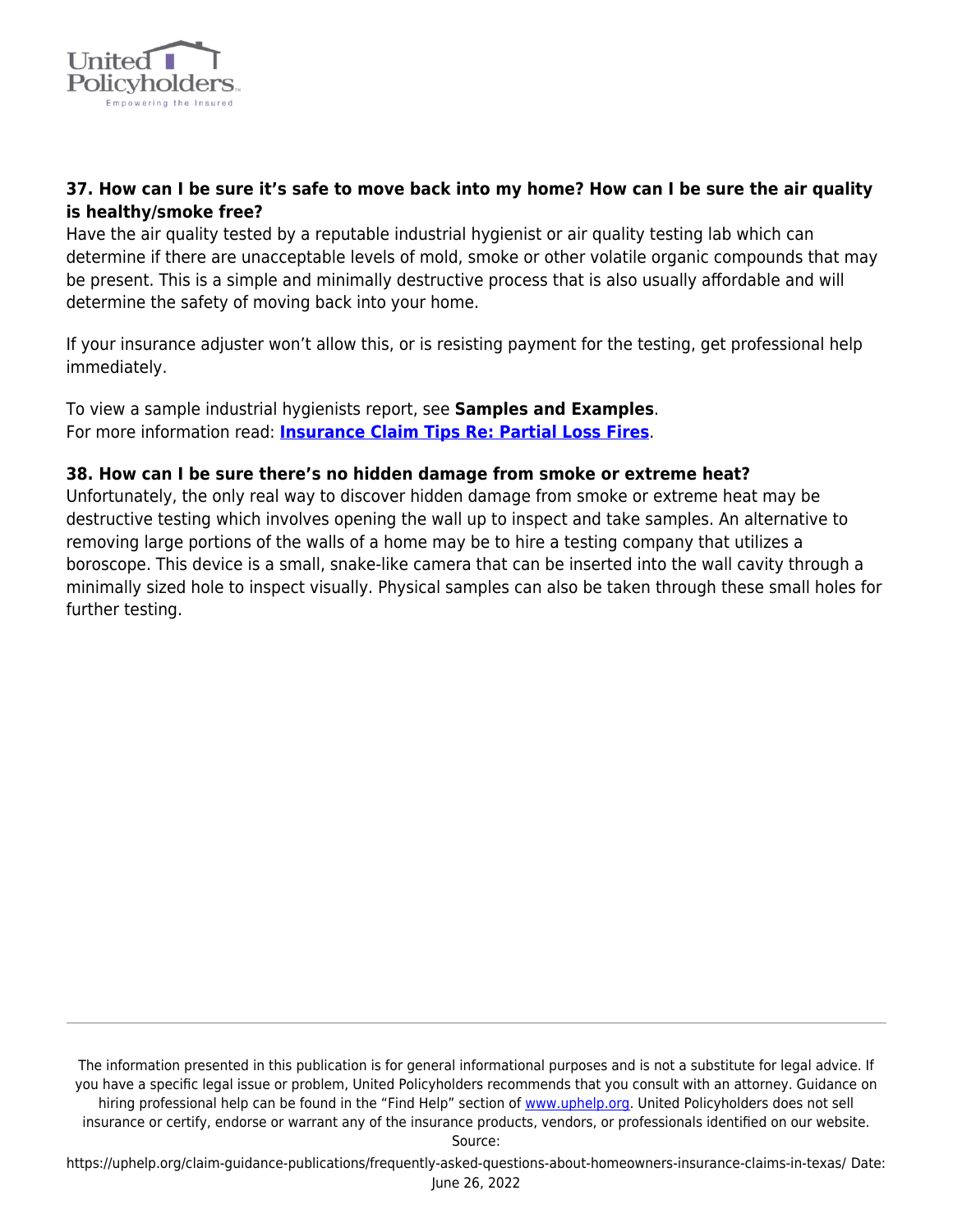**37. How can I be sure it's safe to move back into my home? How can I be sure the air quality is healthy/smoke free?**

Have the air quality tested by a reputable industrial hygienist or air quality testing lab which can determine if there are unacceptable levels of mold, smoke or other volatile organic compounds that may be present. This is a simple and minimally destructive process that is also usually affordable and will determine the safety of moving back into your home.

If your insurance adjuster won't allow this, or is resisting payment for the testing, get professional help immediately.

To view a sample industrial hygienists report, see **Samples and Examples**.
For more information read: **Insurance Claim Tips Re: Partial Loss Fires**.

**38. How can I be sure there's no hidden damage from smoke or extreme heat?**

Unfortunately, the only real way to discover hidden damage from smoke or extreme heat may be destructive testing which involves opening the wall up to inspect and take samples. An alternative to removing large portions of the walls of a home may be to hire a testing company that utilizes a boroscope. This device is a small, snake-like camera that can be inserted into the wall cavity through a minimally sized hole to inspect visually. Physical samples can also be taken through these small holes for further testing.

The information presented in this publication is for general informational purposes and is not a substitute for legal advice. If you have a specific legal issue or problem, United Policyholders recommends that you consult with an attorney. Guidance on hiring professional help can be found in the "Find Help" section of www.uphelp.org. United Policyholders does not sell insurance or certify, endorse or warrant any of the insurance products, vendors, or professionals identified on our website. Source: https://uphelp.org/claim-guidance-publications/frequently-asked-questions-about-homeowners-insurance-claims-in-texas/ Date: June 26, 2022